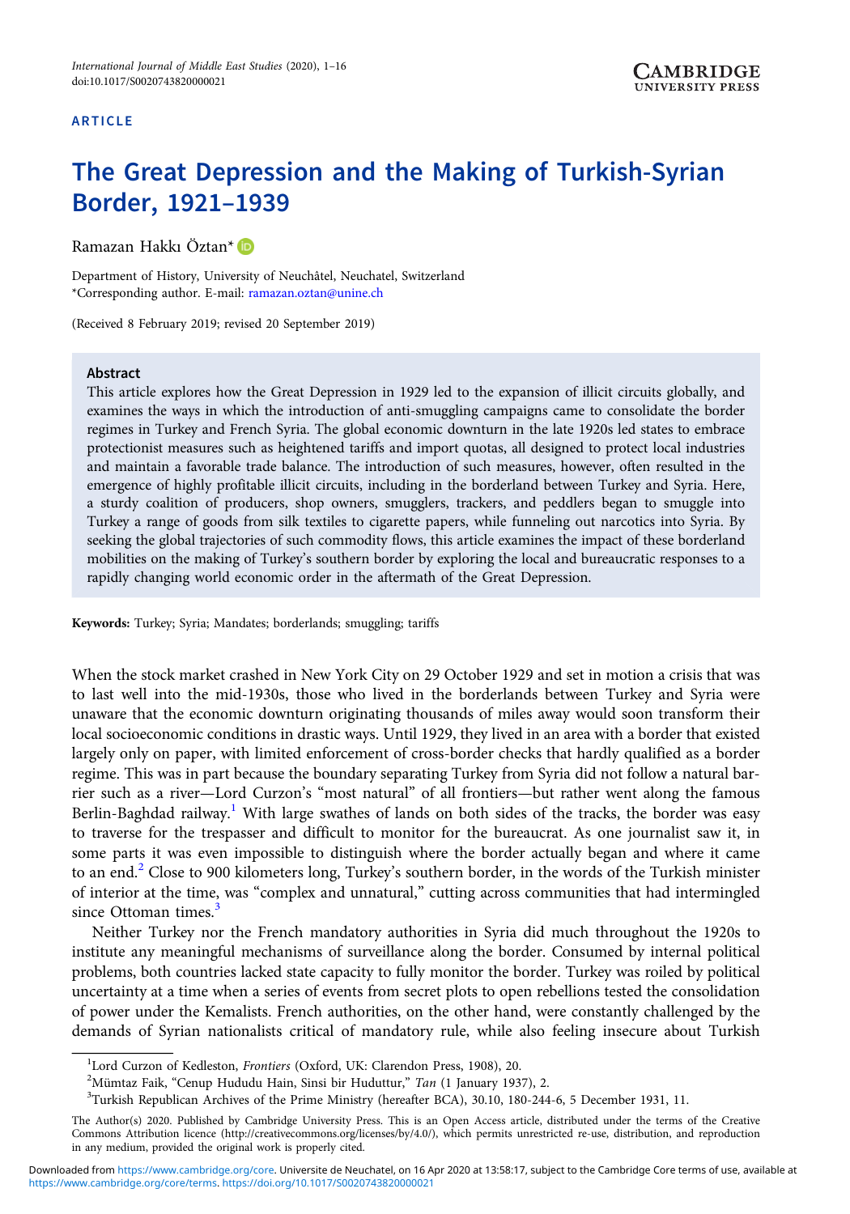ARTICLE

# The Great Depression and the Making of Turkish-Syrian Border, 1921–1939

Ramazan Hakkı Öztan*

Department of History, University of Neuchâtel, Neuchatel, Switzerland
*Corresponding author. E-mail: ramazan.oztan@unine.ch

(Received 8 February 2019; revised 20 September 2019)

## Abstract

This article explores how the Great Depression in 1929 led to the expansion of illicit circuits globally, and examines the ways in which the introduction of anti-smuggling campaigns came to consolidate the border regimes in Turkey and French Syria. The global economic downturn in the late 1920s led states to embrace protectionist measures such as heightened tariffs and import quotas, all designed to protect local industries and maintain a favorable trade balance. The introduction of such measures, however, often resulted in the emergence of highly profitable illicit circuits, including in the borderland between Turkey and Syria. Here, a sturdy coalition of producers, shop owners, smugglers, trackers, and peddlers began to smuggle into Turkey a range of goods from silk textiles to cigarette papers, while funneling out narcotics into Syria. By seeking the global trajectories of such commodity flows, this article examines the impact of these borderland mobilities on the making of Turkey's southern border by exploring the local and bureaucratic responses to a rapidly changing world economic order in the aftermath of the Great Depression.

**Keywords:** Turkey; Syria; Mandates; borderlands; smuggling; tariffs

When the stock market crashed in New York City on 29 October 1929 and set in motion a crisis that was to last well into the mid-1930s, those who lived in the borderlands between Turkey and Syria were unaware that the economic downturn originating thousands of miles away would soon transform their local socioeconomic conditions in drastic ways. Until 1929, they lived in an area with a border that existed largely only on paper, with limited enforcement of cross-border checks that hardly qualified as a border regime. This was in part because the boundary separating Turkey from Syria did not follow a natural barrier such as a river—Lord Curzon's "most natural" of all frontiers—but rather went along the famous Berlin-Baghdad railway.[1] With large swathes of lands on both sides of the tracks, the border was easy to traverse for the trespasser and difficult to monitor for the bureaucrat. As one journalist saw it, in some parts it was even impossible to distinguish where the border actually began and where it came to an end.[2] Close to 900 kilometers long, Turkey's southern border, in the words of the Turkish minister of interior at the time, was "complex and unnatural," cutting across communities that had intermingled since Ottoman times.[3]

Neither Turkey nor the French mandatory authorities in Syria did much throughout the 1920s to institute any meaningful mechanisms of surveillance along the border. Consumed by internal political problems, both countries lacked state capacity to fully monitor the border. Turkey was roiled by political uncertainty at a time when a series of events from secret plots to open rebellions tested the consolidation of power under the Kemalists. French authorities, on the other hand, were constantly challenged by the demands of Syrian nationalists critical of mandatory rule, while also feeling insecure about Turkish

[1] Lord Curzon of Kedleston, *Frontiers* (Oxford, UK: Clarendon Press, 1908), 20.

[2] Mümtaz Faik, "Cenup Hududu Hain, Sinsi bir Huduttur," *Tan* (1 January 1937), 2.

[3] Turkish Republican Archives of the Prime Ministry (hereafter BCA), 30.10, 180-244-6, 5 December 1931, 11.

The Author(s) 2020. Published by Cambridge University Press. This is an Open Access article, distributed under the terms of the Creative Commons Attribution licence (http://creativecommons.org/licenses/by/4.0/), which permits unrestricted re-use, distribution, and reproduction in any medium, provided the original work is properly cited.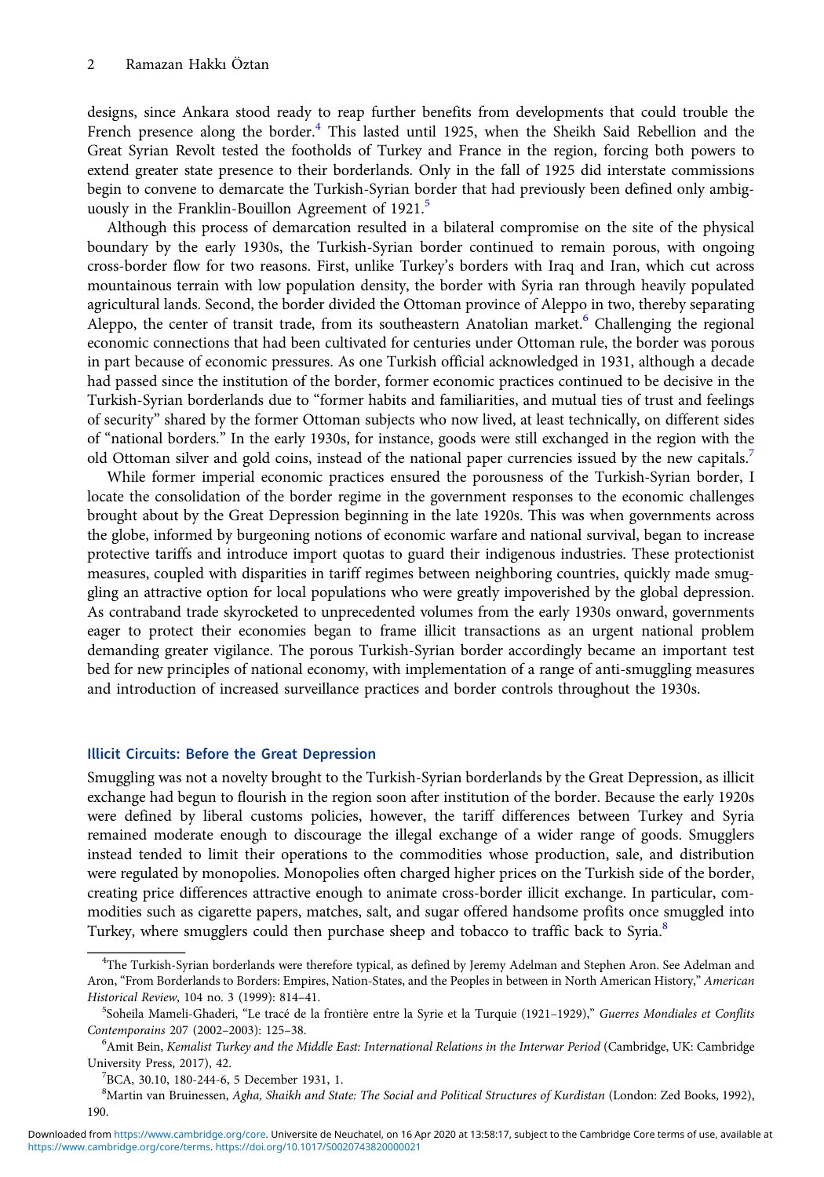designs, since Ankara stood ready to reap further benefits from developments that could trouble the French presence along the border.[4] This lasted until 1925, when the Sheikh Said Rebellion and the Great Syrian Revolt tested the footholds of Turkey and France in the region, forcing both powers to extend greater state presence to their borderlands. Only in the fall of 1925 did interstate commissions begin to convene to demarcate the Turkish-Syrian border that had previously been defined only ambiguously in the Franklin-Bouillon Agreement of 1921.[5]

Although this process of demarcation resulted in a bilateral compromise on the site of the physical boundary by the early 1930s, the Turkish-Syrian border continued to remain porous, with ongoing cross-border flow for two reasons. First, unlike Turkey's borders with Iraq and Iran, which cut across mountainous terrain with low population density, the border with Syria ran through heavily populated agricultural lands. Second, the border divided the Ottoman province of Aleppo in two, thereby separating Aleppo, the center of transit trade, from its southeastern Anatolian market.[6] Challenging the regional economic connections that had been cultivated for centuries under Ottoman rule, the border was porous in part because of economic pressures. As one Turkish official acknowledged in 1931, although a decade had passed since the institution of the border, former economic practices continued to be decisive in the Turkish-Syrian borderlands due to "former habits and familiarities, and mutual ties of trust and feelings of security" shared by the former Ottoman subjects who now lived, at least technically, on different sides of "national borders." In the early 1930s, for instance, goods were still exchanged in the region with the old Ottoman silver and gold coins, instead of the national paper currencies issued by the new capitals.[7]

While former imperial economic practices ensured the porousness of the Turkish-Syrian border, I locate the consolidation of the border regime in the government responses to the economic challenges brought about by the Great Depression beginning in the late 1920s. This was when governments across the globe, informed by burgeoning notions of economic warfare and national survival, began to increase protective tariffs and introduce import quotas to guard their indigenous industries. These protectionist measures, coupled with disparities in tariff regimes between neighboring countries, quickly made smuggling an attractive option for local populations who were greatly impoverished by the global depression. As contraband trade skyrocketed to unprecedented volumes from the early 1930s onward, governments eager to protect their economies began to frame illicit transactions as an urgent national problem demanding greater vigilance. The porous Turkish-Syrian border accordingly became an important test bed for new principles of national economy, with implementation of a range of anti-smuggling measures and introduction of increased surveillance practices and border controls throughout the 1930s.

## Illicit Circuits: Before the Great Depression

Smuggling was not a novelty brought to the Turkish-Syrian borderlands by the Great Depression, as illicit exchange had begun to flourish in the region soon after institution of the border. Because the early 1920s were defined by liberal customs policies, however, the tariff differences between Turkey and Syria remained moderate enough to discourage the illegal exchange of a wider range of goods. Smugglers instead tended to limit their operations to the commodities whose production, sale, and distribution were regulated by monopolies. Monopolies often charged higher prices on the Turkish side of the border, creating price differences attractive enough to animate cross-border illicit exchange. In particular, commodities such as cigarette papers, matches, salt, and sugar offered handsome profits once smuggled into Turkey, where smugglers could then purchase sheep and tobacco to traffic back to Syria.[8]

[4]The Turkish-Syrian borderlands were therefore typical, as defined by Jeremy Adelman and Stephen Aron. See Adelman and Aron, "From Borderlands to Borders: Empires, Nation-States, and the Peoples in between in North American History," *American Historical Review*, 104 no. 3 (1999): 814–41.

[5]Soheila Mameli-Ghaderi, "Le tracé de la frontière entre la Syrie et la Turquie (1921–1929)," *Guerres Mondiales et Conflits Contemporains* 207 (2002–2003): 125–38.

[6]Amit Bein, *Kemalist Turkey and the Middle East: International Relations in the Interwar Period* (Cambridge, UK: Cambridge University Press, 2017), 42.

[7]BCA, 30.10, 180-244-6, 5 December 1931, 1.

[8]Martin van Bruinessen, *Agha, Shaikh and State: The Social and Political Structures of Kurdistan* (London: Zed Books, 1992), 190.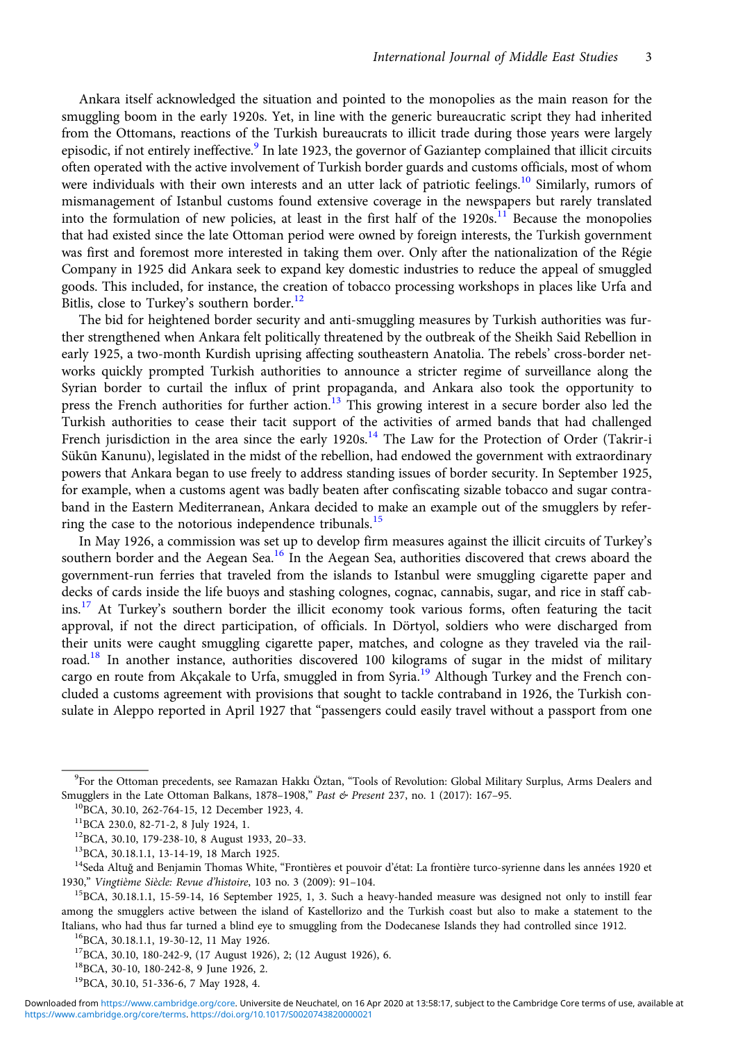Ankara itself acknowledged the situation and pointed to the monopolies as the main reason for the smuggling boom in the early 1920s. Yet, in line with the generic bureaucratic script they had inherited from the Ottomans, reactions of the Turkish bureaucrats to illicit trade during those years were largely episodic, if not entirely ineffective.[9] In late 1923, the governor of Gaziantep complained that illicit circuits often operated with the active involvement of Turkish border guards and customs officials, most of whom were individuals with their own interests and an utter lack of patriotic feelings.[10] Similarly, rumors of mismanagement of Istanbul customs found extensive coverage in the newspapers but rarely translated into the formulation of new policies, at least in the first half of the 1920s.[11] Because the monopolies that had existed since the late Ottoman period were owned by foreign interests, the Turkish government was first and foremost more interested in taking them over. Only after the nationalization of the Régie Company in 1925 did Ankara seek to expand key domestic industries to reduce the appeal of smuggled goods. This included, for instance, the creation of tobacco processing workshops in places like Urfa and Bitlis, close to Turkey's southern border.[12]

The bid for heightened border security and anti-smuggling measures by Turkish authorities was further strengthened when Ankara felt politically threatened by the outbreak of the Sheikh Said Rebellion in early 1925, a two-month Kurdish uprising affecting southeastern Anatolia. The rebels' cross-border networks quickly prompted Turkish authorities to announce a stricter regime of surveillance along the Syrian border to curtail the influx of print propaganda, and Ankara also took the opportunity to press the French authorities for further action.[13] This growing interest in a secure border also led the Turkish authorities to cease their tacit support of the activities of armed bands that had challenged French jurisdiction in the area since the early 1920s.[14] The Law for the Protection of Order (Takrir-i Sükûn Kanunu), legislated in the midst of the rebellion, had endowed the government with extraordinary powers that Ankara began to use freely to address standing issues of border security. In September 1925, for example, when a customs agent was badly beaten after confiscating sizable tobacco and sugar contraband in the Eastern Mediterranean, Ankara decided to make an example out of the smugglers by referring the case to the notorious independence tribunals.[15]

In May 1926, a commission was set up to develop firm measures against the illicit circuits of Turkey's southern border and the Aegean Sea.[16] In the Aegean Sea, authorities discovered that crews aboard the government-run ferries that traveled from the islands to Istanbul were smuggling cigarette paper and decks of cards inside the life buoys and stashing colognes, cognac, cannabis, sugar, and rice in staff cabins.[17] At Turkey's southern border the illicit economy took various forms, often featuring the tacit approval, if not the direct participation, of officials. In Dörtyol, soldiers who were discharged from their units were caught smuggling cigarette paper, matches, and cologne as they traveled via the railroad.[18] In another instance, authorities discovered 100 kilograms of sugar in the midst of military cargo en route from Akçakale to Urfa, smuggled in from Syria.[19] Although Turkey and the French concluded a customs agreement with provisions that sought to tackle contraband in 1926, the Turkish consulate in Aleppo reported in April 1927 that "passengers could easily travel without a passport from one

---

[9] For the Ottoman precedents, see Ramazan Hakkı Öztan, "Tools of Revolution: Global Military Surplus, Arms Dealers and Smugglers in the Late Ottoman Balkans, 1878–1908," *Past & Present* 237, no. 1 (2017): 167–95.

[10] BCA, 30.10, 262-764-15, 12 December 1923, 4.

[11] BCA 230.0, 82-71-2, 8 July 1924, 1.

[12] BCA, 30.10, 179-238-10, 8 August 1933, 20–33.

[13] BCA, 30.18.1.1, 13-14-19, 18 March 1925.

[14] Seda Altuğ and Benjamin Thomas White, "Frontières et pouvoir d'état: La frontière turco-syrienne dans les années 1920 et 1930," *Vingtième Siècle: Revue d'histoire*, 103 no. 3 (2009): 91–104.

[15] BCA, 30.18.1.1, 15-59-14, 16 September 1925, 1, 3. Such a heavy-handed measure was designed not only to instill fear among the smugglers active between the island of Kastellorizo and the Turkish coast but also to make a statement to the Italians, who had thus far turned a blind eye to smuggling from the Dodecanese Islands they had controlled since 1912.

[16] BCA, 30.18.1.1, 19-30-12, 11 May 1926.

[17] BCA, 30.10, 180-242-9, (17 August 1926), 2; (12 August 1926), 6.

[18] BCA, 30-10, 180-242-8, 9 June 1926, 2.

[19] BCA, 30.10, 51-336-6, 7 May 1928, 4.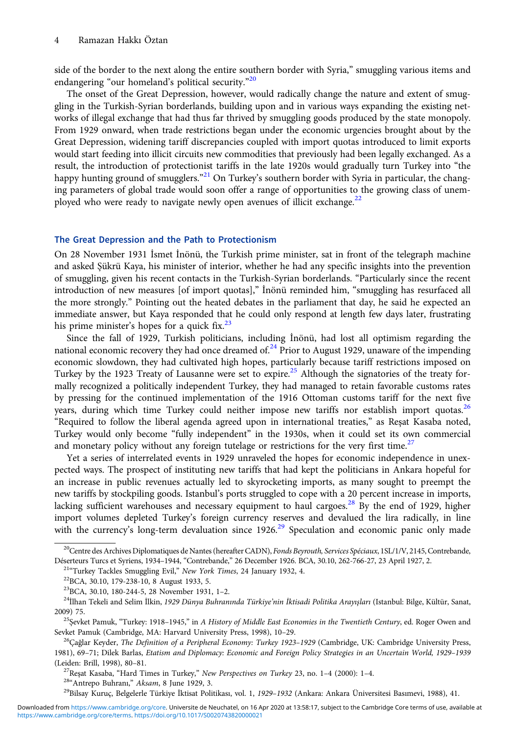side of the border to the next along the entire southern border with Syria," smuggling various items and endangering "our homeland's political security."[20]

The onset of the Great Depression, however, would radically change the nature and extent of smuggling in the Turkish-Syrian borderlands, building upon and in various ways expanding the existing networks of illegal exchange that had thus far thrived by smuggling goods produced by the state monopoly. From 1929 onward, when trade restrictions began under the economic urgencies brought about by the Great Depression, widening tariff discrepancies coupled with import quotas introduced to limit exports would start feeding into illicit circuits new commodities that previously had been legally exchanged. As a result, the introduction of protectionist tariffs in the late 1920s would gradually turn Turkey into "the happy hunting ground of smugglers."[21] On Turkey's southern border with Syria in particular, the changing parameters of global trade would soon offer a range of opportunities to the growing class of unemployed who were ready to navigate newly open avenues of illicit exchange.[22]

## The Great Depression and the Path to Protectionism

On 28 November 1931 İsmet İnönü, the Turkish prime minister, sat in front of the telegraph machine and asked Şükrü Kaya, his minister of interior, whether he had any specific insights into the prevention of smuggling, given his recent contacts in the Turkish-Syrian borderlands. "Particularly since the recent introduction of new measures [of import quotas]," İnönü reminded him, "smuggling has resurfaced all the more strongly." Pointing out the heated debates in the parliament that day, he said he expected an immediate answer, but Kaya responded that he could only respond at length few days later, frustrating his prime minister's hopes for a quick fix.[23]

Since the fall of 1929, Turkish politicians, including İnönü, had lost all optimism regarding the national economic recovery they had once dreamed of.[24] Prior to August 1929, unaware of the impending economic slowdown, they had cultivated high hopes, particularly because tariff restrictions imposed on Turkey by the 1923 Treaty of Lausanne were set to expire.[25] Although the signatories of the treaty formally recognized a politically independent Turkey, they had managed to retain favorable customs rates by pressing for the continued implementation of the 1916 Ottoman customs tariff for the next five years, during which time Turkey could neither impose new tariffs nor establish import quotas.[26] "Required to follow the liberal agenda agreed upon in international treaties," as Reşat Kasaba noted, Turkey would only become "fully independent" in the 1930s, when it could set its own commercial and monetary policy without any foreign tutelage or restrictions for the very first time.[27]

Yet a series of interrelated events in 1929 unraveled the hopes for economic independence in unexpected ways. The prospect of instituting new tariffs that had kept the politicians in Ankara hopeful for an increase in public revenues actually led to skyrocketing imports, as many sought to preempt the new tariffs by stockpiling goods. Istanbul's ports struggled to cope with a 20 percent increase in imports, lacking sufficient warehouses and necessary equipment to haul cargoes.[28] By the end of 1929, higher import volumes depleted Turkey's foreign currency reserves and devalued the lira radically, in line with the currency's long-term devaluation since 1926.[29] Speculation and economic panic only made

---

[20] Centre des Archives Diplomatiques de Nantes (hereafter CADN), *Fonds Beyrouth, Services Spéciaux*, 1SL/1/V, 2145, Contrebande, Déserteurs Turcs et Syriens, 1934–1944, "Contrebande," 26 December 1926. BCA, 30.10, 262-766-27, 23 April 1927, 2.

[21] "Turkey Tackles Smuggling Evil," *New York Times*, 24 January 1932, 4.

[22] BCA, 30.10, 179-238-10, 8 August 1933, 5.

[23] BCA, 30.10, 180-244-5, 28 November 1931, 1–2.

[24] İlhan Tekeli and Selim İlkin, *1929 Dünya Buhranında Türkiye'nin İktisadi Politika Arayışları* (Istanbul: Bilge, Kültür, Sanat, 2009) 75.

[25] Şevket Pamuk, "Turkey: 1918–1945," in *A History of Middle East Economies in the Twentieth Century*, ed. Roger Owen and Sevket Pamuk (Cambridge, MA: Harvard University Press, 1998), 10–29.

[26] Çağlar Keyder, *The Definition of a Peripheral Economy: Turkey 1923–1929* (Cambridge, UK: Cambridge University Press, 1981), 69–71; Dilek Barlas, *Etatism and Diplomacy: Economic and Foreign Policy Strategies in an Uncertain World, 1929–1939* (Leiden: Brill, 1998), 80–81.

[27] Reşat Kasaba, "Hard Times in Turkey," *New Perspectives on Turkey* 23, no. 1–4 (2000): 1–4.

[28] "Antrepo Buhranı," *Aksam*, 8 June 1929, 3.

[29] Bilsay Kuruç, Belgelerle Türkiye İktisat Politikası, vol. 1, *1929–1932* (Ankara: Ankara Üniversitesi Basımevi, 1988), 41.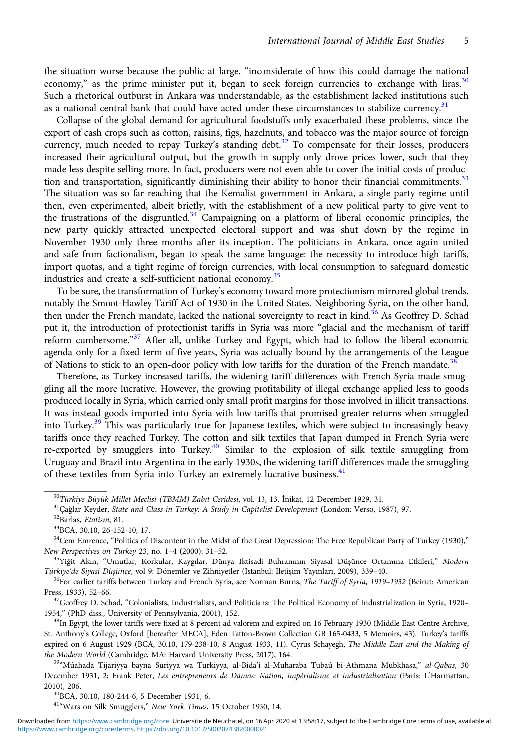the situation worse because the public at large, "inconsiderate of how this could damage the national economy," as the prime minister put it, began to seek foreign currencies to exchange with liras.[30] Such a rhetorical outburst in Ankara was understandable, as the establishment lacked institutions such as a national central bank that could have acted under these circumstances to stabilize currency.[31]

Collapse of the global demand for agricultural foodstuffs only exacerbated these problems, since the export of cash crops such as cotton, raisins, figs, hazelnuts, and tobacco was the major source of foreign currency, much needed to repay Turkey's standing debt.[32] To compensate for their losses, producers increased their agricultural output, but the growth in supply only drove prices lower, such that they made less despite selling more. In fact, producers were not even able to cover the initial costs of production and transportation, significantly diminishing their ability to honor their financial commitments.[33] The situation was so far-reaching that the Kemalist government in Ankara, a single party regime until then, even experimented, albeit briefly, with the establishment of a new political party to give vent to the frustrations of the disgruntled.[34] Campaigning on a platform of liberal economic principles, the new party quickly attracted unexpected electoral support and was shut down by the regime in November 1930 only three months after its inception. The politicians in Ankara, once again united and safe from factionalism, began to speak the same language: the necessity to introduce high tariffs, import quotas, and a tight regime of foreign currencies, with local consumption to safeguard domestic industries and create a self-sufficient national economy.[35]

To be sure, the transformation of Turkey's economy toward more protectionism mirrored global trends, notably the Smoot-Hawley Tariff Act of 1930 in the United States. Neighboring Syria, on the other hand, then under the French mandate, lacked the national sovereignty to react in kind.[36] As Geoffrey D. Schad put it, the introduction of protectionist tariffs in Syria was more "glacial and the mechanism of tariff reform cumbersome."[37] After all, unlike Turkey and Egypt, which had to follow the liberal economic agenda only for a fixed term of five years, Syria was actually bound by the arrangements of the League of Nations to stick to an open-door policy with low tariffs for the duration of the French mandate.[38]

Therefore, as Turkey increased tariffs, the widening tariff differences with French Syria made smuggling all the more lucrative. However, the growing profitability of illegal exchange applied less to goods produced locally in Syria, which carried only small profit margins for those involved in illicit transactions. It was instead goods imported into Syria with low tariffs that promised greater returns when smuggled into Turkey.[39] This was particularly true for Japanese textiles, which were subject to increasingly heavy tariffs once they reached Turkey. The cotton and silk textiles that Japan dumped in French Syria were re-exported by smugglers into Turkey.[40] Similar to the explosion of silk textile smuggling from Uruguay and Brazil into Argentina in the early 1930s, the widening tariff differences made the smuggling of these textiles from Syria into Turkey an extremely lucrative business.[41]

---

[30] *Türkiye Büyük Millet Meclisi (TBMM) Zabıt Ceridesi*, vol. 13, 13. İnikat, 12 December 1929, 31.

[31] Çağlar Keyder, *State and Class in Turkey: A Study in Capitalist Development* (London: Verso, 1987), 97.

[32] Barlas, *Etatism*, 81.

[33] BCA, 30.10, 26-152-10, 17.

[34] Cem Emrence, "Politics of Discontent in the Midst of the Great Depression: The Free Republican Party of Turkey (1930)," *New Perspectives on Turkey* 23, no. 1–4 (2000): 31–52.

[35] Yiğit Akın, "Umutlar, Korkular, Kaygılar: Dünya Iktisadi Buhranının Siyasal Düşünce Ortamına Etkileri," *Modern Türkiye'de Siyasi Düşünce*, vol 9: Dönemler ve Zihniyetler (Istanbul: Iletişim Yayınları, 2009), 339–40.

[36] For earlier tariffs between Turkey and French Syria, see Norman Burns, *The Tariff of Syria, 1919–1932* (Beirut: American Press, 1933), 52–66.

[37] Geoffrey D. Schad, "Colonialists, Industrialists, and Politicians: The Political Economy of Industrialization in Syria, 1920–1954," (PhD diss., University of Pennsylvania, 2001), 152.

[38] In Egypt, the lower tariffs were fixed at 8 percent ad valorem and expired on 16 February 1930 (Middle East Centre Archive, St. Anthony's College, Oxford [hereafter MECA], Eden Tatton-Brown Collection GB 165-0433, 5 Memoirs, 43). Turkey's tariffs expired on 6 August 1929 (BCA, 30.10, 179-238-10, 8 August 1933, 11). Cyrus Schayegh, *The Middle East and the Making of the Modern World* (Cambridge, MA: Harvard University Press, 2017), 164.

[39] "Múahada Tijariyya bayna Suriyya wa Turkiyya, al-Bida'í al-Muharaba Tubaú bi-Athmana Mubkhasa," *al-Qabas*, 30 December 1931, 2; Frank Peter, *Les entrepreneurs de Damas: Nation, impérialisme et industrialisation* (Paris: L'Harmattan, 2010), 206.

[40] BCA, 30.10, 180-244-6, 5 December 1931, 6.

[41] "Wars on Silk Smugglers," *New York Times*, 15 October 1930, 14.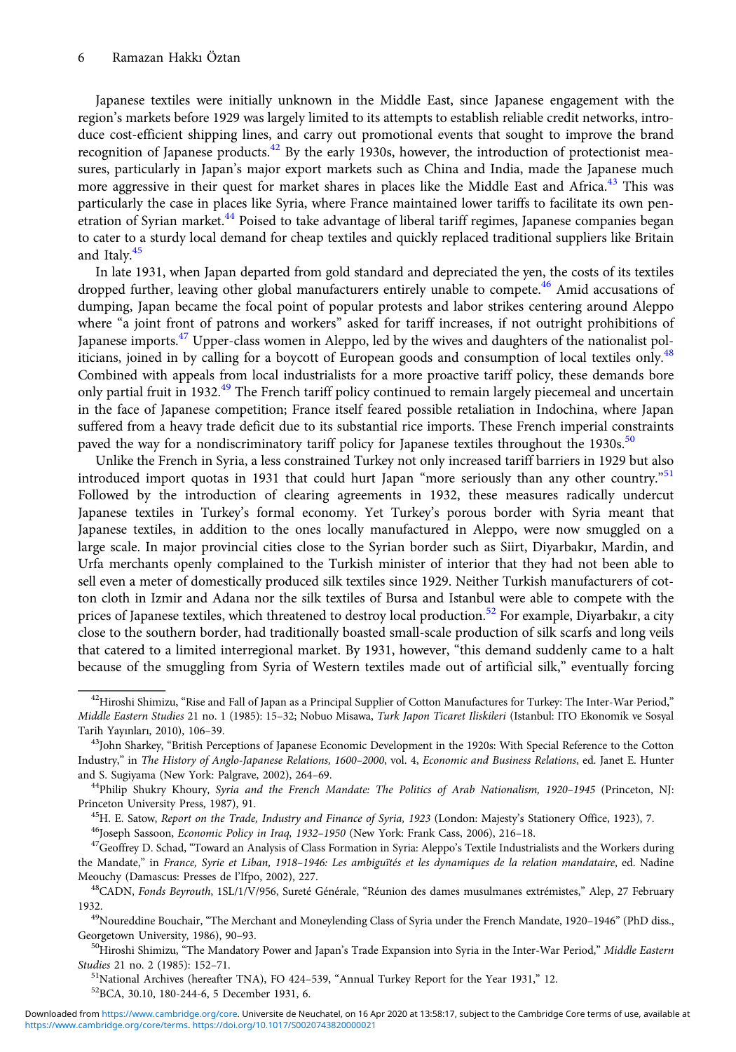Japanese textiles were initially unknown in the Middle East, since Japanese engagement with the region's markets before 1929 was largely limited to its attempts to establish reliable credit networks, introduce cost-efficient shipping lines, and carry out promotional events that sought to improve the brand recognition of Japanese products.[42] By the early 1930s, however, the introduction of protectionist measures, particularly in Japan's major export markets such as China and India, made the Japanese much more aggressive in their quest for market shares in places like the Middle East and Africa.[43] This was particularly the case in places like Syria, where France maintained lower tariffs to facilitate its own penetration of Syrian market.[44] Poised to take advantage of liberal tariff regimes, Japanese companies began to cater to a sturdy local demand for cheap textiles and quickly replaced traditional suppliers like Britain and Italy.[45]

In late 1931, when Japan departed from gold standard and depreciated the yen, the costs of its textiles dropped further, leaving other global manufacturers entirely unable to compete.[46] Amid accusations of dumping, Japan became the focal point of popular protests and labor strikes centering around Aleppo where "a joint front of patrons and workers" asked for tariff increases, if not outright prohibitions of Japanese imports.[47] Upper-class women in Aleppo, led by the wives and daughters of the nationalist politicians, joined in by calling for a boycott of European goods and consumption of local textiles only.[48] Combined with appeals from local industrialists for a more proactive tariff policy, these demands bore only partial fruit in 1932.[49] The French tariff policy continued to remain largely piecemeal and uncertain in the face of Japanese competition; France itself feared possible retaliation in Indochina, where Japan suffered from a heavy trade deficit due to its substantial rice imports. These French imperial constraints paved the way for a nondiscriminatory tariff policy for Japanese textiles throughout the 1930s.[50]

Unlike the French in Syria, a less constrained Turkey not only increased tariff barriers in 1929 but also introduced import quotas in 1931 that could hurt Japan "more seriously than any other country."[51] Followed by the introduction of clearing agreements in 1932, these measures radically undercut Japanese textiles in Turkey's formal economy. Yet Turkey's porous border with Syria meant that Japanese textiles, in addition to the ones locally manufactured in Aleppo, were now smuggled on a large scale. In major provincial cities close to the Syrian border such as Siirt, Diyarbakır, Mardin, and Urfa merchants openly complained to the Turkish minister of interior that they had not been able to sell even a meter of domestically produced silk textiles since 1929. Neither Turkish manufacturers of cotton cloth in Izmir and Adana nor the silk textiles of Bursa and Istanbul were able to compete with the prices of Japanese textiles, which threatened to destroy local production.[52] For example, Diyarbakır, a city close to the southern border, had traditionally boasted small-scale production of silk scarfs and long veils that catered to a limited interregional market. By 1931, however, "this demand suddenly came to a halt because of the smuggling from Syria of Western textiles made out of artificial silk," eventually forcing

[42] Hiroshi Shimizu, "Rise and Fall of Japan as a Principal Supplier of Cotton Manufactures for Turkey: The Inter-War Period," *Middle Eastern Studies* 21 no. 1 (1985): 15–32; Nobuo Misawa, *Turk Japon Ticaret Iliskileri* (Istanbul: ITO Ekonomik ve Sosyal Tarih Yayınları, 2010), 106–39.

[43] John Sharkey, "British Perceptions of Japanese Economic Development in the 1920s: With Special Reference to the Cotton Industry," in *The History of Anglo-Japanese Relations, 1600–2000*, vol. 4, *Economic and Business Relations*, ed. Janet E. Hunter and S. Sugiyama (New York: Palgrave, 2002), 264–69.

[44] Philip Shukry Khoury, *Syria and the French Mandate: The Politics of Arab Nationalism, 1920–1945* (Princeton, NJ: Princeton University Press, 1987), 91.

[45] H. E. Satow, *Report on the Trade, Industry and Finance of Syria, 1923* (London: Majesty's Stationery Office, 1923), 7.

[46] Joseph Sassoon, *Economic Policy in Iraq, 1932–1950* (New York: Frank Cass, 2006), 216–18.

[47] Geoffrey D. Schad, "Toward an Analysis of Class Formation in Syria: Aleppo's Textile Industrialists and the Workers during the Mandate," in *France, Syrie et Liban, 1918–1946: Les ambiguïtés et les dynamiques de la relation mandataire*, ed. Nadine Meouchy (Damascus: Presses de l'Ifpo, 2002), 227.

[48] CADN, *Fonds Beyrouth*, 1SL/1/V/956, Sureté Générale, "Réunion des dames musulmanes extrémistes," Alep, 27 February 1932.

[49] Noureddine Bouchair, "The Merchant and Moneylending Class of Syria under the French Mandate, 1920–1946" (PhD diss., Georgetown University, 1986), 90–93.

[50] Hiroshi Shimizu, "The Mandatory Power and Japan's Trade Expansion into Syria in the Inter-War Period," *Middle Eastern Studies* 21 no. 2 (1985): 152–71.

[51] National Archives (hereafter TNA), FO 424–539, "Annual Turkey Report for the Year 1931," 12.

[52] BCA, 30.10, 180-244-6, 5 December 1931, 6.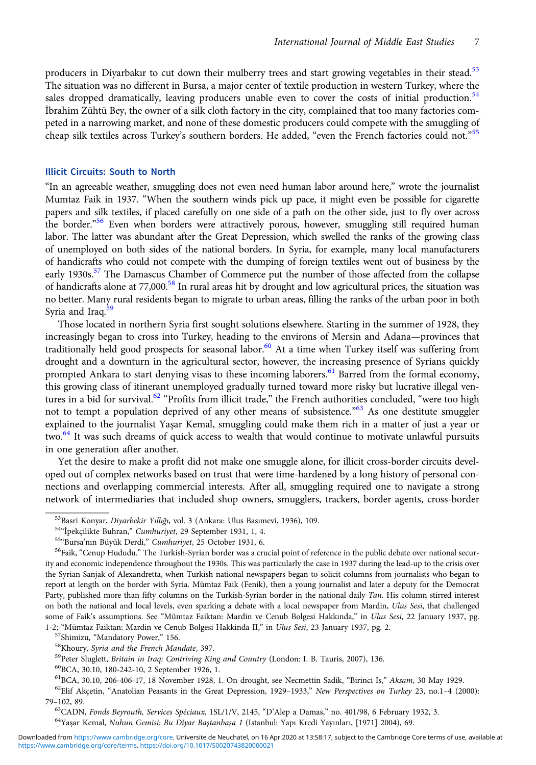producers in Diyarbakır to cut down their mulberry trees and start growing vegetables in their stead.[53] The situation was no different in Bursa, a major center of textile production in western Turkey, where the sales dropped dramatically, leaving producers unable even to cover the costs of initial production.[54] İbrahim Zühtü Bey, the owner of a silk cloth factory in the city, complained that too many factories competed in a narrowing market, and none of these domestic producers could compete with the smuggling of cheap silk textiles across Turkey's southern borders. He added, "even the French factories could not."[55]

## Illicit Circuits: South to North

"In an agreeable weather, smuggling does not even need human labor around here," wrote the journalist Mumtaz Faik in 1937. "When the southern winds pick up pace, it might even be possible for cigarette papers and silk textiles, if placed carefully on one side of a path on the other side, just to fly over across the border."[56] Even when borders were attractively porous, however, smuggling still required human labor. The latter was abundant after the Great Depression, which swelled the ranks of the growing class of unemployed on both sides of the national borders. In Syria, for example, many local manufacturers of handicrafts who could not compete with the dumping of foreign textiles went out of business by the early 1930s.[57] The Damascus Chamber of Commerce put the number of those affected from the collapse of handicrafts alone at 77,000.[58] In rural areas hit by drought and low agricultural prices, the situation was no better. Many rural residents began to migrate to urban areas, filling the ranks of the urban poor in both Syria and Iraq.[59]

Those located in northern Syria first sought solutions elsewhere. Starting in the summer of 1928, they increasingly began to cross into Turkey, heading to the environs of Mersin and Adana—provinces that traditionally held good prospects for seasonal labor.[60] At a time when Turkey itself was suffering from drought and a downturn in the agricultural sector, however, the increasing presence of Syrians quickly prompted Ankara to start denying visas to these incoming laborers.[61] Barred from the formal economy, this growing class of itinerant unemployed gradually turned toward more risky but lucrative illegal ventures in a bid for survival.[62] "Profits from illicit trade," the French authorities concluded, "were too high not to tempt a population deprived of any other means of subsistence."[63] As one destitute smuggler explained to the journalist Yaşar Kemal, smuggling could make them rich in a matter of just a year or two.[64] It was such dreams of quick access to wealth that would continue to motivate unlawful pursuits in one generation after another.

Yet the desire to make a profit did not make one smuggle alone, for illicit cross-border circuits developed out of complex networks based on trust that were time-hardened by a long history of personal connections and overlapping commercial interests. After all, smuggling required one to navigate a strong network of intermediaries that included shop owners, smugglers, trackers, border agents, cross-border

---

[53] Basri Konyar, *Diyarbekir Yıllığı*, vol. 3 (Ankara: Ulus Basımevi, 1936), 109.

[54] "İpekçilikte Buhran," *Cumhuriyet*, 29 September 1931, 1, 4.

[55] "Bursa'nın Büyük Derdi," *Cumhuriyet*, 25 October 1931, 6.

[56] Faik, "Cenup Hududu." The Turkish-Syrian border was a crucial point of reference in the public debate over national security and economic independence throughout the 1930s. This was particularly the case in 1937 during the lead-up to the crisis over the Syrian Sanjak of Alexandretta, when Turkish national newspapers began to solicit columns from journalists who began to report at length on the border with Syria. Mümtaz Faik (Fenik), then a young journalist and later a deputy for the Democrat Party, published more than fifty columns on the Turkish-Syrian border in the national daily *Tan*. His column stirred interest on both the national and local levels, even sparking a debate with a local newspaper from Mardin, *Ulus Sesi*, that challenged some of Faik's assumptions. See "Mümtaz Faiktan: Mardin ve Cenub Bolgesi Hakkında," in *Ulus Sesi*, 22 January 1937, pg. 1-2; "Mümtaz Faiktan: Mardin ve Cenub Bolgesi Hakkinda II," in *Ulus Sesi*, 23 January 1937, pg. 2.

[57] Shimizu, "Mandatory Power," 156.

[58] Khoury, *Syria and the French Mandate*, 397.

[59] Peter Sluglett, *Britain in Iraq: Contriving King and Country* (London: I. B. Tauris, 2007), 136.

[60] BCA, 30.10, 180-242-10, 2 September 1926, 1.

[61] BCA, 30.10, 206-406-17, 18 November 1928, 1. On drought, see Necmettin Sadik, "Birinci Is," *Aksam*, 30 May 1929.

[62] Elif Akçetin, "Anatolian Peasants in the Great Depression, 1929–1933," *New Perspectives on Turkey* 23, no.1–4 (2000): 79–102, 89.

[63] CADN, *Fonds Beyrouth, Services Spéciaux*, 1SL/1/V, 2145, "D'Alep a Damas," no. 401/98, 6 February 1932, 3.

[64] Yaşar Kemal, *Nuhun Gemisi: Bu Diyar Baştanbaşa 1* (Istanbul: Yapı Kredi Yayınları, [1971] 2004), 69.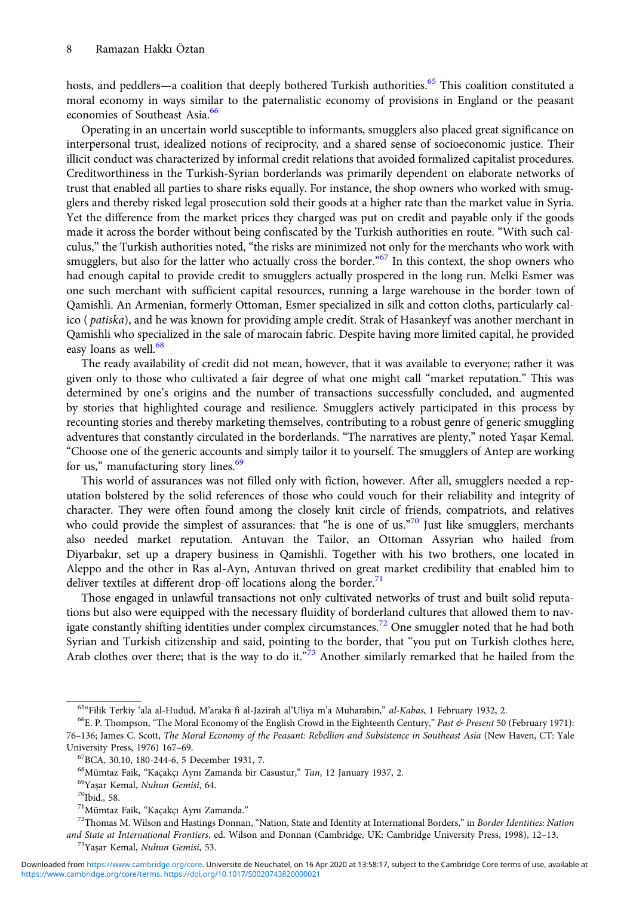hosts, and peddlers—a coalition that deeply bothered Turkish authorities.[65] This coalition constituted a moral economy in ways similar to the paternalistic economy of provisions in England or the peasant economies of Southeast Asia.[66]

Operating in an uncertain world susceptible to informants, smugglers also placed great significance on interpersonal trust, idealized notions of reciprocity, and a shared sense of socioeconomic justice. Their illicit conduct was characterized by informal credit relations that avoided formalized capitalist procedures. Creditworthiness in the Turkish-Syrian borderlands was primarily dependent on elaborate networks of trust that enabled all parties to share risks equally. For instance, the shop owners who worked with smugglers and thereby risked legal prosecution sold their goods at a higher rate than the market value in Syria. Yet the difference from the market prices they charged was put on credit and payable only if the goods made it across the border without being confiscated by the Turkish authorities en route. "With such calculus," the Turkish authorities noted, "the risks are minimized not only for the merchants who work with smugglers, but also for the latter who actually cross the border."[67] In this context, the shop owners who had enough capital to provide credit to smugglers actually prospered in the long run. Melki Esmer was one such merchant with sufficient capital resources, running a large warehouse in the border town of Qamishli. An Armenian, formerly Ottoman, Esmer specialized in silk and cotton cloths, particularly calico (*patiska*), and he was known for providing ample credit. Strak of Hasankeyf was another merchant in Qamishli who specialized in the sale of marocain fabric. Despite having more limited capital, he provided easy loans as well.[68]

The ready availability of credit did not mean, however, that it was available to everyone; rather it was given only to those who cultivated a fair degree of what one might call "market reputation." This was determined by one's origins and the number of transactions successfully concluded, and augmented by stories that highlighted courage and resilience. Smugglers actively participated in this process by recounting stories and thereby marketing themselves, contributing to a robust genre of generic smuggling adventures that constantly circulated in the borderlands. "The narratives are plenty," noted Yaşar Kemal. "Choose one of the generic accounts and simply tailor it to yourself. The smugglers of Antep are working for us," manufacturing story lines.[69]

This world of assurances was not filled only with fiction, however. After all, smugglers needed a reputation bolstered by the solid references of those who could vouch for their reliability and integrity of character. They were often found among the closely knit circle of friends, compatriots, and relatives who could provide the simplest of assurances: that "he is one of us."[70] Just like smugglers, merchants also needed market reputation. Antuvan the Tailor, an Ottoman Assyrian who hailed from Diyarbakır, set up a drapery business in Qamishli. Together with his two brothers, one located in Aleppo and the other in Ras al-Ayn, Antuvan thrived on great market credibility that enabled him to deliver textiles at different drop-off locations along the border.[71]

Those engaged in unlawful transactions not only cultivated networks of trust and built solid reputations but also were equipped with the necessary fluidity of borderland cultures that allowed them to navigate constantly shifting identities under complex circumstances.[72] One smuggler noted that he had both Syrian and Turkish citizenship and said, pointing to the border, that "you put on Turkish clothes here, Arab clothes over there; that is the way to do it."[73] Another similarly remarked that he hailed from the

---

[65]"Filik Terkiy 'ala al-Hudud, M'araka fi al-Jazirah al'Uliya m'a Muharabin," *al-Kabas*, 1 February 1932, 2.

[66]E. P. Thompson, "The Moral Economy of the English Crowd in the Eighteenth Century," *Past & Present* 50 (February 1971): 76–136; James C. Scott, *The Moral Economy of the Peasant: Rebellion and Subsistence in Southeast Asia* (New Haven, CT: Yale University Press, 1976) 167–69.

[67]BCA, 30.10, 180-244-6, 5 December 1931, 7.

[68]Mümtaz Faik, "Kaçakçı Aynı Zamanda bir Casustur," *Tan*, 12 January 1937, 2.

[69]Yaşar Kemal, *Nuhun Gemisi*, 64.

[70]Ibid., 58.

[71]Mümtaz Faik, "Kaçakçı Aynı Zamanda."

[72]Thomas M. Wilson and Hastings Donnan, "Nation, State and Identity at International Borders," in *Border Identities: Nation and State at International Frontiers*, ed. Wilson and Donnan (Cambridge, UK: Cambridge University Press, 1998), 12–13.

[73]Yaşar Kemal, *Nuhun Gemisi*, 53.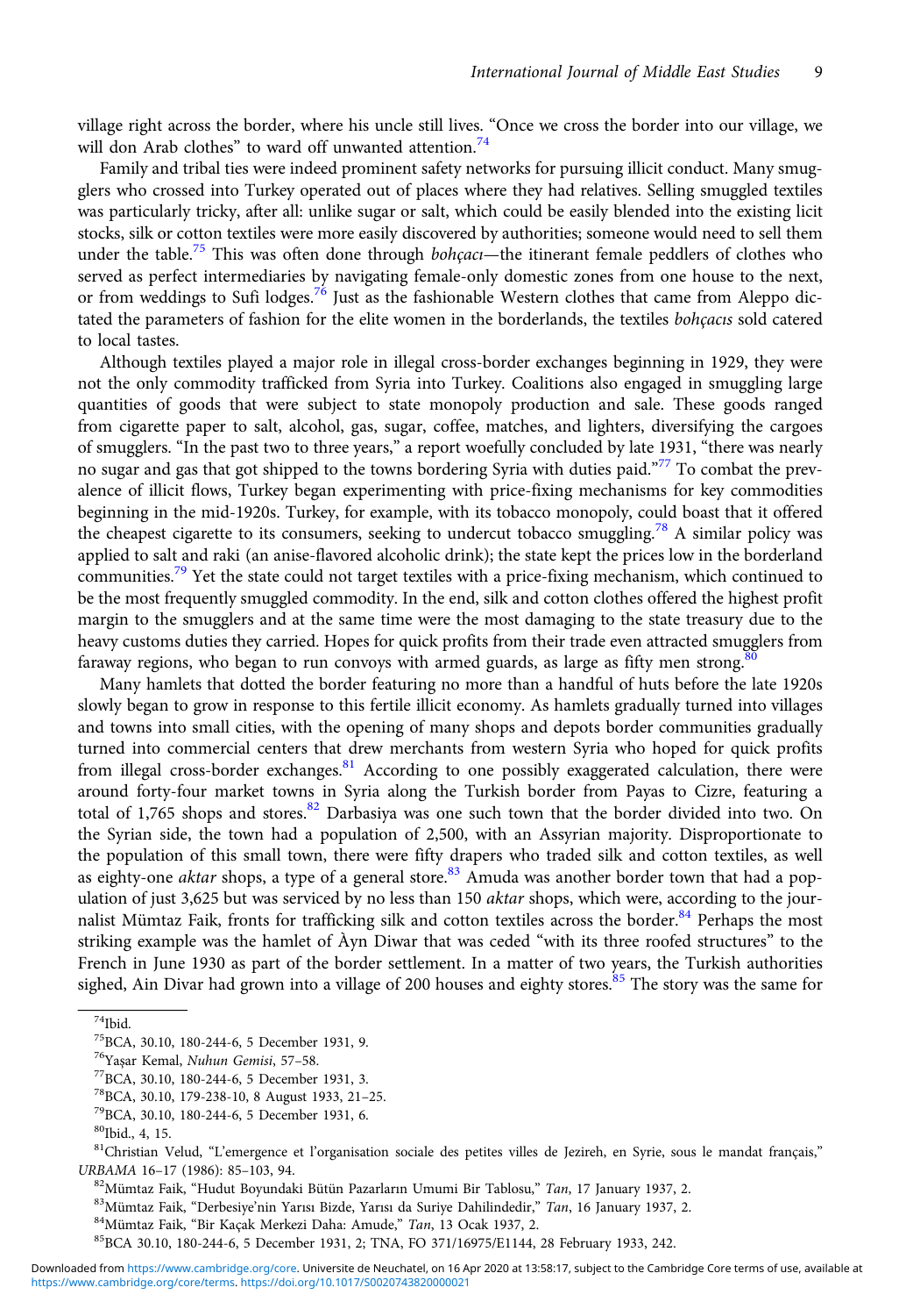village right across the border, where his uncle still lives. "Once we cross the border into our village, we will don Arab clothes" to ward off unwanted attention.[74]

Family and tribal ties were indeed prominent safety networks for pursuing illicit conduct. Many smugglers who crossed into Turkey operated out of places where they had relatives. Selling smuggled textiles was particularly tricky, after all: unlike sugar or salt, which could be easily blended into the existing licit stocks, silk or cotton textiles were more easily discovered by authorities; someone would need to sell them under the table.[75] This was often done through *bohçacı*—the itinerant female peddlers of clothes who served as perfect intermediaries by navigating female-only domestic zones from one house to the next, or from weddings to Sufi lodges.[76] Just as the fashionable Western clothes that came from Aleppo dictated the parameters of fashion for the elite women in the borderlands, the textiles *bohçacıs* sold catered to local tastes.

Although textiles played a major role in illegal cross-border exchanges beginning in 1929, they were not the only commodity trafficked from Syria into Turkey. Coalitions also engaged in smuggling large quantities of goods that were subject to state monopoly production and sale. These goods ranged from cigarette paper to salt, alcohol, gas, sugar, coffee, matches, and lighters, diversifying the cargoes of smugglers. "In the past two to three years," a report woefully concluded by late 1931, "there was nearly no sugar and gas that got shipped to the towns bordering Syria with duties paid."[77] To combat the prevalence of illicit flows, Turkey began experimenting with price-fixing mechanisms for key commodities beginning in the mid-1920s. Turkey, for example, with its tobacco monopoly, could boast that it offered the cheapest cigarette to its consumers, seeking to undercut tobacco smuggling.[78] A similar policy was applied to salt and raki (an anise-flavored alcoholic drink); the state kept the prices low in the borderland communities.[79] Yet the state could not target textiles with a price-fixing mechanism, which continued to be the most frequently smuggled commodity. In the end, silk and cotton clothes offered the highest profit margin to the smugglers and at the same time were the most damaging to the state treasury due to the heavy customs duties they carried. Hopes for quick profits from their trade even attracted smugglers from faraway regions, who began to run convoys with armed guards, as large as fifty men strong.[80]

Many hamlets that dotted the border featuring no more than a handful of huts before the late 1920s slowly began to grow in response to this fertile illicit economy. As hamlets gradually turned into villages and towns into small cities, with the opening of many shops and depots border communities gradually turned into commercial centers that drew merchants from western Syria who hoped for quick profits from illegal cross-border exchanges.[81] According to one possibly exaggerated calculation, there were around forty-four market towns in Syria along the Turkish border from Payas to Cizre, featuring a total of 1,765 shops and stores.[82] Darbasiya was one such town that the border divided into two. On the Syrian side, the town had a population of 2,500, with an Assyrian majority. Disproportionate to the population of this small town, there were fifty drapers who traded silk and cotton textiles, as well as eighty-one *aktar* shops, a type of a general store.[83] Amuda was another border town that had a population of just 3,625 but was serviced by no less than 150 *aktar* shops, which were, according to the journalist Mümtaz Faik, fronts for trafficking silk and cotton textiles across the border.[84] Perhaps the most striking example was the hamlet of Àyn Diwar that was ceded "with its three roofed structures" to the French in June 1930 as part of the border settlement. In a matter of two years, the Turkish authorities sighed, Ain Divar had grown into a village of 200 houses and eighty stores.[85] The story was the same for

---

[74] Ibid.

[75] BCA, 30.10, 180-244-6, 5 December 1931, 9.

[76] Yaşar Kemal, *Nuhun Gemisi*, 57–58.

[77] BCA, 30.10, 180-244-6, 5 December 1931, 3.

[78] BCA, 30.10, 179-238-10, 8 August 1933, 21–25.

[79] BCA, 30.10, 180-244-6, 5 December 1931, 6.

[80] Ibid., 4, 15.

[81] Christian Velud, "L'emergence et l'organisation sociale des petites villes de Jezireh, en Syrie, sous le mandat français," *URBAMA* 16–17 (1986): 85–103, 94.

[82] Mümtaz Faik, "Hudut Boyundaki Bütün Pazarların Umumi Bir Tablosu," *Tan*, 17 January 1937, 2.

[83] Mümtaz Faik, "Derbesiye'nin Yarısı Bizde, Yarısı da Suriye Dahilindedir," *Tan*, 16 January 1937, 2.

[84] Mümtaz Faik, "Bir Kaçak Merkezi Daha: Amude," *Tan*, 13 Ocak 1937, 2.

[85] BCA 30.10, 180-244-6, 5 December 1931, 2; TNA, FO 371/16975/E1144, 28 February 1933, 242.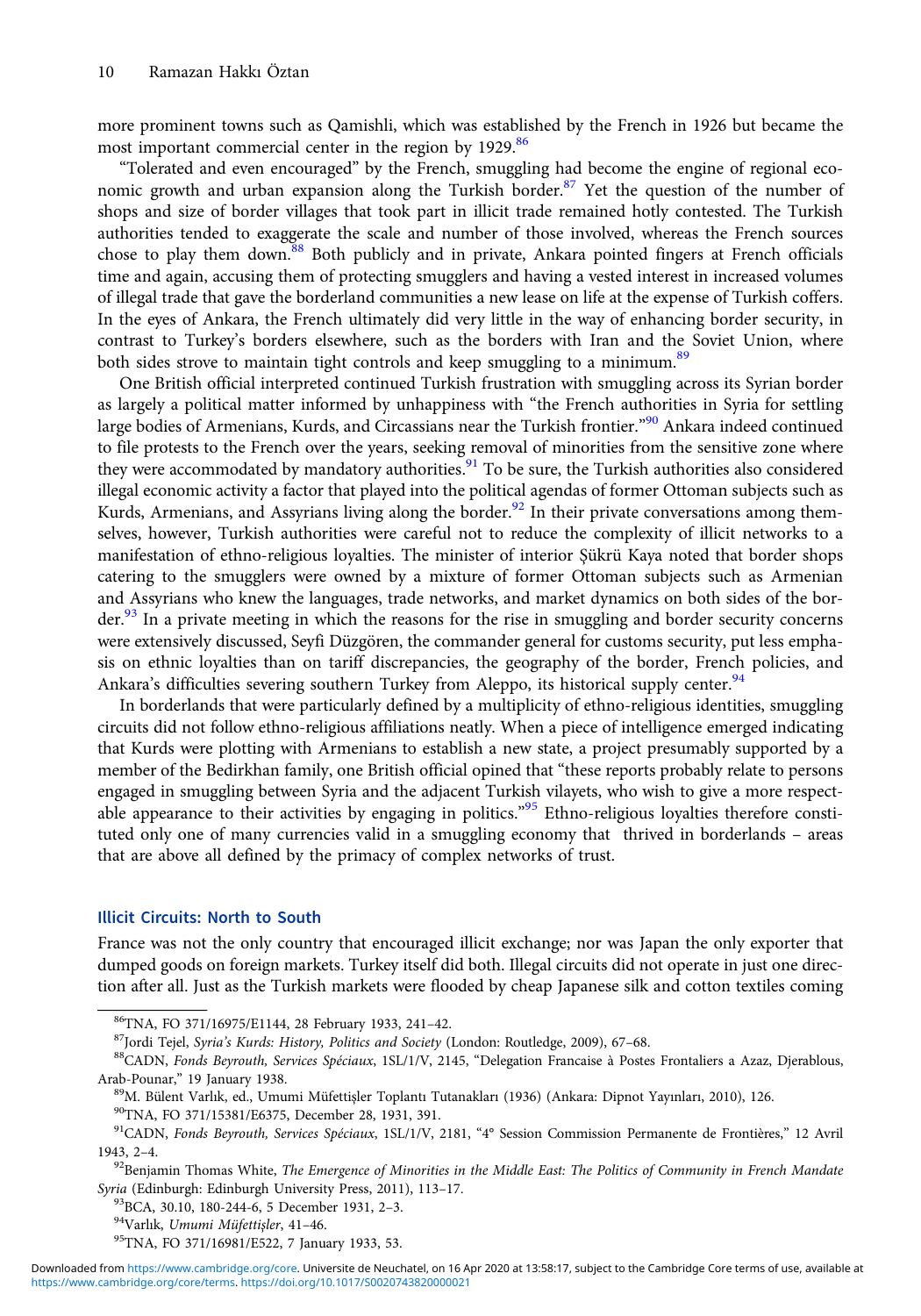more prominent towns such as Qamishli, which was established by the French in 1926 but became the most important commercial center in the region by 1929.[86]

"Tolerated and even encouraged" by the French, smuggling had become the engine of regional economic growth and urban expansion along the Turkish border.[87] Yet the question of the number of shops and size of border villages that took part in illicit trade remained hotly contested. The Turkish authorities tended to exaggerate the scale and number of those involved, whereas the French sources chose to play them down.[88] Both publicly and in private, Ankara pointed fingers at French officials time and again, accusing them of protecting smugglers and having a vested interest in increased volumes of illegal trade that gave the borderland communities a new lease on life at the expense of Turkish coffers. In the eyes of Ankara, the French ultimately did very little in the way of enhancing border security, in contrast to Turkey's borders elsewhere, such as the borders with Iran and the Soviet Union, where both sides strove to maintain tight controls and keep smuggling to a minimum.[89]

One British official interpreted continued Turkish frustration with smuggling across its Syrian border as largely a political matter informed by unhappiness with "the French authorities in Syria for settling large bodies of Armenians, Kurds, and Circassians near the Turkish frontier."[90] Ankara indeed continued to file protests to the French over the years, seeking removal of minorities from the sensitive zone where they were accommodated by mandatory authorities.[91] To be sure, the Turkish authorities also considered illegal economic activity a factor that played into the political agendas of former Ottoman subjects such as Kurds, Armenians, and Assyrians living along the border.[92] In their private conversations among themselves, however, Turkish authorities were careful not to reduce the complexity of illicit networks to a manifestation of ethno-religious loyalties. The minister of interior Şükrü Kaya noted that border shops catering to the smugglers were owned by a mixture of former Ottoman subjects such as Armenian and Assyrians who knew the languages, trade networks, and market dynamics on both sides of the border.[93] In a private meeting in which the reasons for the rise in smuggling and border security concerns were extensively discussed, Seyfi Düzgören, the commander general for customs security, put less emphasis on ethnic loyalties than on tariff discrepancies, the geography of the border, French policies, and Ankara's difficulties severing southern Turkey from Aleppo, its historical supply center.[94]

In borderlands that were particularly defined by a multiplicity of ethno-religious identities, smuggling circuits did not follow ethno-religious affiliations neatly. When a piece of intelligence emerged indicating that Kurds were plotting with Armenians to establish a new state, a project presumably supported by a member of the Bedirkhan family, one British official opined that "these reports probably relate to persons engaged in smuggling between Syria and the adjacent Turkish vilayets, who wish to give a more respectable appearance to their activities by engaging in politics."[95] Ethno-religious loyalties therefore constituted only one of many currencies valid in a smuggling economy that thrived in borderlands – areas that are above all defined by the primacy of complex networks of trust.

## Illicit Circuits: North to South

France was not the only country that encouraged illicit exchange; nor was Japan the only exporter that dumped goods on foreign markets. Turkey itself did both. Illegal circuits did not operate in just one direction after all. Just as the Turkish markets were flooded by cheap Japanese silk and cotton textiles coming

---

[86] TNA, FO 371/16975/E1144, 28 February 1933, 241–42.

[87] Jordi Tejel, *Syria's Kurds: History, Politics and Society* (London: Routledge, 2009), 67–68.

[88] CADN, *Fonds Beyrouth, Services Spéciaux*, 1SL/1/V, 2145, "Delegation Francaise à Postes Frontaliers a Azaz, Djerablous, Arab-Pounar," 19 January 1938.

[89] M. Bülent Varlık, ed., Umumi Müfettişler Toplantı Tutanakları (1936) (Ankara: Dipnot Yayınları, 2010), 126.

[90] TNA, FO 371/15381/E6375, December 28, 1931, 391.

[91] CADN, *Fonds Beyrouth, Services Spéciaux*, 1SL/1/V, 2181, "4e Session Commission Permanente de Frontières," 12 Avril 1943, 2–4.

[92] Benjamin Thomas White, *The Emergence of Minorities in the Middle East: The Politics of Community in French Mandate Syria* (Edinburgh: Edinburgh University Press, 2011), 113–17.

[93] BCA, 30.10, 180-244-6, 5 December 1931, 2–3.

[94] Varlık, *Umumi Müfettişler*, 41–46.

[95] TNA, FO 371/16981/E522, 7 January 1933, 53.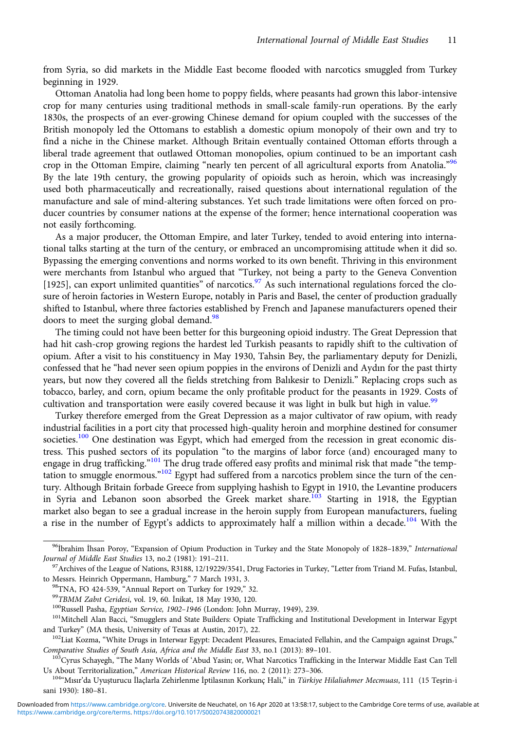from Syria, so did markets in the Middle East become flooded with narcotics smuggled from Turkey beginning in 1929.

Ottoman Anatolia had long been home to poppy fields, where peasants had grown this labor-intensive crop for many centuries using traditional methods in small-scale family-run operations. By the early 1830s, the prospects of an ever-growing Chinese demand for opium coupled with the successes of the British monopoly led the Ottomans to establish a domestic opium monopoly of their own and try to find a niche in the Chinese market. Although Britain eventually contained Ottoman efforts through a liberal trade agreement that outlawed Ottoman monopolies, opium continued to be an important cash crop in the Ottoman Empire, claiming "nearly ten percent of all agricultural exports from Anatolia."[96] By the late 19th century, the growing popularity of opioids such as heroin, which was increasingly used both pharmaceutically and recreationally, raised questions about international regulation of the manufacture and sale of mind-altering substances. Yet such trade limitations were often forced on producer countries by consumer nations at the expense of the former; hence international cooperation was not easily forthcoming.

As a major producer, the Ottoman Empire, and later Turkey, tended to avoid entering into international talks starting at the turn of the century, or embraced an uncompromising attitude when it did so. Bypassing the emerging conventions and norms worked to its own benefit. Thriving in this environment were merchants from Istanbul who argued that "Turkey, not being a party to the Geneva Convention [1925], can export unlimited quantities" of narcotics.[97] As such international regulations forced the closure of heroin factories in Western Europe, notably in Paris and Basel, the center of production gradually shifted to Istanbul, where three factories established by French and Japanese manufacturers opened their doors to meet the surging global demand.[98]

The timing could not have been better for this burgeoning opioid industry. The Great Depression that had hit cash-crop growing regions the hardest led Turkish peasants to rapidly shift to the cultivation of opium. After a visit to his constituency in May 1930, Tahsin Bey, the parliamentary deputy for Denizli, confessed that he "had never seen opium poppies in the environs of Denizli and Aydın for the past thirty years, but now they covered all the fields stretching from Balıkesir to Denizli." Replacing crops such as tobacco, barley, and corn, opium became the only profitable product for the peasants in 1929. Costs of cultivation and transportation were easily covered because it was light in bulk but high in value.[99]

Turkey therefore emerged from the Great Depression as a major cultivator of raw opium, with ready industrial facilities in a port city that processed high-quality heroin and morphine destined for consumer societies.[100] One destination was Egypt, which had emerged from the recession in great economic distress. This pushed sectors of its population "to the margins of labor force (and) encouraged many to engage in drug trafficking."[101] The drug trade offered easy profits and minimal risk that made "the temptation to smuggle enormous."[102] Egypt had suffered from a narcotics problem since the turn of the century. Although Britain forbade Greece from supplying hashish to Egypt in 1910, the Levantine producers in Syria and Lebanon soon absorbed the Greek market share.[103] Starting in 1918, the Egyptian market also began to see a gradual increase in the heroin supply from European manufacturers, fueling a rise in the number of Egypt's addicts to approximately half a million within a decade.[104] With the

---

[96] İbrahim İhsan Poroy, "Expansion of Opium Production in Turkey and the State Monopoly of 1828–1839," *International Journal of Middle East Studies* 13, no.2 (1981): 191–211.

[97] Archives of the League of Nations, R3188, 12/19229/3541, Drug Factories in Turkey, "Letter from Triand M. Fufas, Istanbul, to Messrs. Heinrich Oppermann, Hamburg," 7 March 1931, 3.

[98] TNA, FO 424-539, "Annual Report on Turkey for 1929," 32.

[99] *TBMM Zabıt Ceridesi*, vol. 19, 60. İnikat, 18 May 1930, 120.

[100] Russell Pasha, *Egyptian Service, 1902–1946* (London: John Murray, 1949), 239.

[101] Mitchell Alan Bacci, "Smugglers and State Builders: Opiate Trafficking and Institutional Development in Interwar Egypt and Turkey" (MA thesis, University of Texas at Austin, 2017), 22.

[102] Liat Kozma, "White Drugs in Interwar Egypt: Decadent Pleasures, Emaciated Fellahin, and the Campaign against Drugs," *Comparative Studies of South Asia, Africa and the Middle East* 33, no.1 (2013): 89–101.

[103] Cyrus Schayegh, "The Many Worlds of ʻAbud Yasin; or, What Narcotics Trafficking in the Interwar Middle East Can Tell Us About Territorialization," *American Historical Review* 116, no. 2 (2011): 273–306.

[104] "Mısır'da Uyuşturucu İlaçlarla Zehirlenme İptilasının Korkunç Hali," in *Türkiye Hilaliahmer Mecmuası*, 111 (15 Teşrin-i sani 1930): 180–81.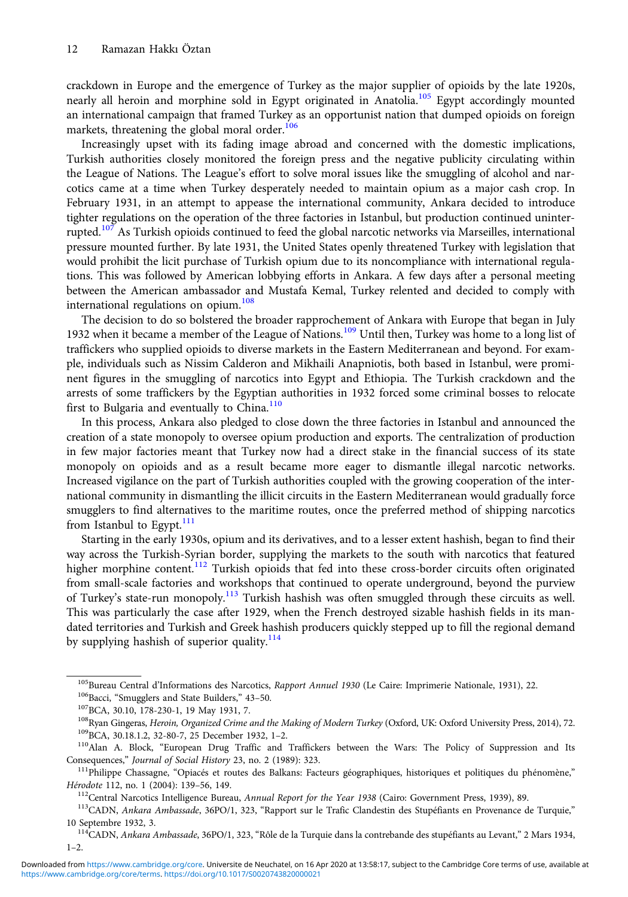crackdown in Europe and the emergence of Turkey as the major supplier of opioids by the late 1920s, nearly all heroin and morphine sold in Egypt originated in Anatolia.[105] Egypt accordingly mounted an international campaign that framed Turkey as an opportunist nation that dumped opioids on foreign markets, threatening the global moral order.[106]

Increasingly upset with its fading image abroad and concerned with the domestic implications, Turkish authorities closely monitored the foreign press and the negative publicity circulating within the League of Nations. The League's effort to solve moral issues like the smuggling of alcohol and narcotics came at a time when Turkey desperately needed to maintain opium as a major cash crop. In February 1931, in an attempt to appease the international community, Ankara decided to introduce tighter regulations on the operation of the three factories in Istanbul, but production continued uninterrupted.[107] As Turkish opioids continued to feed the global narcotic networks via Marseilles, international pressure mounted further. By late 1931, the United States openly threatened Turkey with legislation that would prohibit the licit purchase of Turkish opium due to its noncompliance with international regulations. This was followed by American lobbying efforts in Ankara. A few days after a personal meeting between the American ambassador and Mustafa Kemal, Turkey relented and decided to comply with international regulations on opium.[108]

The decision to do so bolstered the broader rapprochement of Ankara with Europe that began in July 1932 when it became a member of the League of Nations.[109] Until then, Turkey was home to a long list of traffickers who supplied opioids to diverse markets in the Eastern Mediterranean and beyond. For example, individuals such as Nissim Calderon and Mikhaili Anapniotis, both based in Istanbul, were prominent figures in the smuggling of narcotics into Egypt and Ethiopia. The Turkish crackdown and the arrests of some traffickers by the Egyptian authorities in 1932 forced some criminal bosses to relocate first to Bulgaria and eventually to China.[110]

In this process, Ankara also pledged to close down the three factories in Istanbul and announced the creation of a state monopoly to oversee opium production and exports. The centralization of production in few major factories meant that Turkey now had a direct stake in the financial success of its state monopoly on opioids and as a result became more eager to dismantle illegal narcotic networks. Increased vigilance on the part of Turkish authorities coupled with the growing cooperation of the international community in dismantling the illicit circuits in the Eastern Mediterranean would gradually force smugglers to find alternatives to the maritime routes, once the preferred method of shipping narcotics from Istanbul to Egypt.[111]

Starting in the early 1930s, opium and its derivatives, and to a lesser extent hashish, began to find their way across the Turkish-Syrian border, supplying the markets to the south with narcotics that featured higher morphine content.[112] Turkish opioids that fed into these cross-border circuits often originated from small-scale factories and workshops that continued to operate underground, beyond the purview of Turkey's state-run monopoly.[113] Turkish hashish was often smuggled through these circuits as well. This was particularly the case after 1929, when the French destroyed sizable hashish fields in its mandated territories and Turkish and Greek hashish producers quickly stepped up to fill the regional demand by supplying hashish of superior quality.[114]

---

[105] Bureau Central d'Informations des Narcotics, *Rapport Annuel 1930* (Le Caire: Imprimerie Nationale, 1931), 22.

[106] Bacci, "Smugglers and State Builders," 43–50.

[107] BCA, 30.10, 178-230-1, 19 May 1931, 7.

[108] Ryan Gingeras, *Heroin, Organized Crime and the Making of Modern Turkey* (Oxford, UK: Oxford University Press, 2014), 72.

[109] BCA, 30.18.1.2, 32-80-7, 25 December 1932, 1–2.

[110] Alan A. Block, "European Drug Traffic and Traffickers between the Wars: The Policy of Suppression and Its Consequences," *Journal of Social History* 23, no. 2 (1989): 323.

[111] Philippe Chassagne, "Opiacés et routes des Balkans: Facteurs géographiques, historiques et politiques du phénomène," *Hérodote* 112, no. 1 (2004): 139–56, 149.

[112] Central Narcotics Intelligence Bureau, *Annual Report for the Year 1938* (Cairo: Government Press, 1939), 89.

[113] CADN, *Ankara Ambassade*, 36PO/1, 323, "Rapport sur le Trafic Clandestin des Stupéfiants en Provenance de Turquie," 10 Septembre 1932, 3.

[114] CADN, *Ankara Ambassade*, 36PO/1, 323, "Rôle de la Turquie dans la contrebande des stupéfiants au Levant," 2 Mars 1934, 1–2.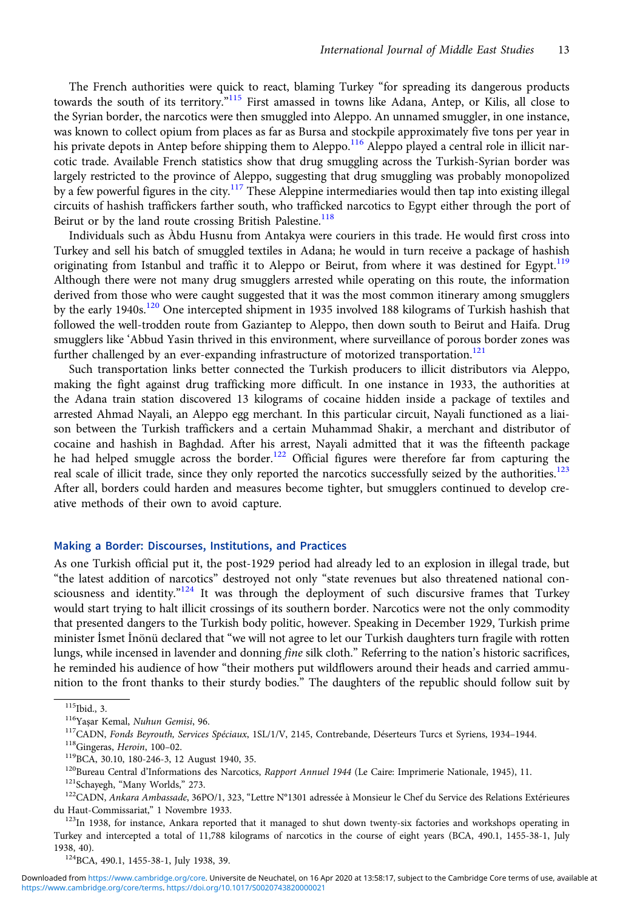The French authorities were quick to react, blaming Turkey "for spreading its dangerous products towards the south of its territory."[115] First amassed in towns like Adana, Antep, or Kilis, all close to the Syrian border, the narcotics were then smuggled into Aleppo. An unnamed smuggler, in one instance, was known to collect opium from places as far as Bursa and stockpile approximately five tons per year in his private depots in Antep before shipping them to Aleppo.[116] Aleppo played a central role in illicit narcotic trade. Available French statistics show that drug smuggling across the Turkish-Syrian border was largely restricted to the province of Aleppo, suggesting that drug smuggling was probably monopolized by a few powerful figures in the city.[117] These Aleppine intermediaries would then tap into existing illegal circuits of hashish traffickers farther south, who trafficked narcotics to Egypt either through the port of Beirut or by the land route crossing British Palestine.[118]

Individuals such as Àbdu Husnu from Antakya were couriers in this trade. He would first cross into Turkey and sell his batch of smuggled textiles in Adana; he would in turn receive a package of hashish originating from Istanbul and traffic it to Aleppo or Beirut, from where it was destined for Egypt.[119] Although there were not many drug smugglers arrested while operating on this route, the information derived from those who were caught suggested that it was the most common itinerary among smugglers by the early 1940s.[120] One intercepted shipment in 1935 involved 188 kilograms of Turkish hashish that followed the well-trodden route from Gaziantep to Aleppo, then down south to Beirut and Haifa. Drug smugglers like ʿAbbud Yasin thrived in this environment, where surveillance of porous border zones was further challenged by an ever-expanding infrastructure of motorized transportation.[121]

Such transportation links better connected the Turkish producers to illicit distributors via Aleppo, making the fight against drug trafficking more difficult. In one instance in 1933, the authorities at the Adana train station discovered 13 kilograms of cocaine hidden inside a package of textiles and arrested Ahmad Nayali, an Aleppo egg merchant. In this particular circuit, Nayali functioned as a liaison between the Turkish traffickers and a certain Muhammad Shakir, a merchant and distributor of cocaine and hashish in Baghdad. After his arrest, Nayali admitted that it was the fifteenth package he had helped smuggle across the border.[122] Official figures were therefore far from capturing the real scale of illicit trade, since they only reported the narcotics successfully seized by the authorities.[123] After all, borders could harden and measures become tighter, but smugglers continued to develop creative methods of their own to avoid capture.

## Making a Border: Discourses, Institutions, and Practices

As one Turkish official put it, the post-1929 period had already led to an explosion in illegal trade, but "the latest addition of narcotics" destroyed not only "state revenues but also threatened national consciousness and identity."[124] It was through the deployment of such discursive frames that Turkey would start trying to halt illicit crossings of its southern border. Narcotics were not the only commodity that presented dangers to the Turkish body politic, however. Speaking in December 1929, Turkish prime minister İsmet İnönü declared that "we will not agree to let our Turkish daughters turn fragile with rotten lungs, while incensed in lavender and donning *fine* silk cloth." Referring to the nation's historic sacrifices, he reminded his audience of how "their mothers put wildflowers around their heads and carried ammunition to the front thanks to their sturdy bodies." The daughters of the republic should follow suit by

---

[115] Ibid., 3.

[116] Yaşar Kemal, *Nuhun Gemisi*, 96.

[117] CADN, *Fonds Beyrouth, Services Spéciaux*, 1SL/1/V, 2145, Contrebande, Déserteurs Turcs et Syriens, 1934–1944.

[118] Gingeras, *Heroin*, 100–02.

[119] BCA, 30.10, 180-246-3, 12 August 1940, 35.

[120] Bureau Central d'Informations des Narcotics, *Rapport Annuel 1944* (Le Caire: Imprimerie Nationale, 1945), 11.

[121] Schayegh, "Many Worlds," 273.

[122] CADN, *Ankara Ambassade*, 36PO/1, 323, "Lettre N°1301 adressée à Monsieur le Chef du Service des Relations Extérieures du Haut-Commissariat," 1 Novembre 1933.

[123] In 1938, for instance, Ankara reported that it managed to shut down twenty-six factories and workshops operating in Turkey and intercepted a total of 11,788 kilograms of narcotics in the course of eight years (BCA, 490.1, 1455-38-1, July 1938, 40).

[124] BCA, 490.1, 1455-38-1, July 1938, 39.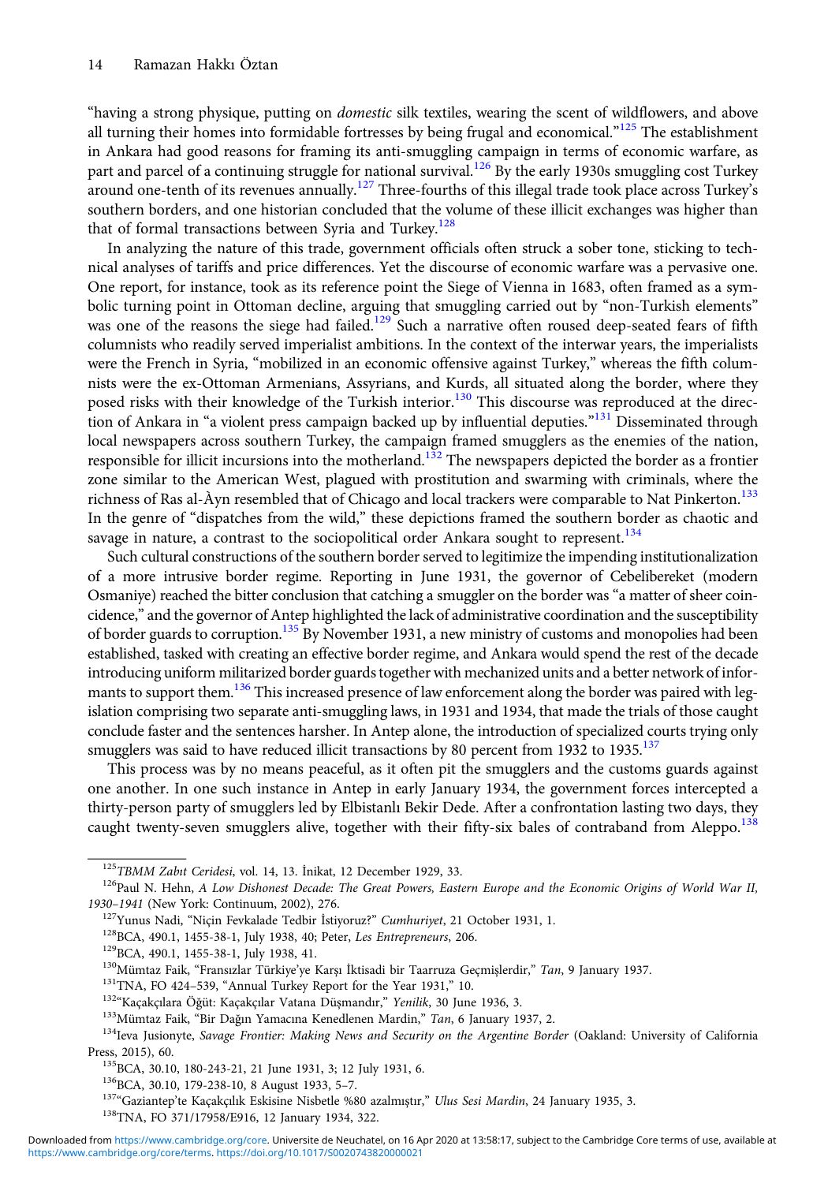"having a strong physique, putting on *domestic* silk textiles, wearing the scent of wildflowers, and above all turning their homes into formidable fortresses by being frugal and economical."[125] The establishment in Ankara had good reasons for framing its anti-smuggling campaign in terms of economic warfare, as part and parcel of a continuing struggle for national survival.[126] By the early 1930s smuggling cost Turkey around one-tenth of its revenues annually.[127] Three-fourths of this illegal trade took place across Turkey's southern borders, and one historian concluded that the volume of these illicit exchanges was higher than that of formal transactions between Syria and Turkey.[128]

In analyzing the nature of this trade, government officials often struck a sober tone, sticking to technical analyses of tariffs and price differences. Yet the discourse of economic warfare was a pervasive one. One report, for instance, took as its reference point the Siege of Vienna in 1683, often framed as a symbolic turning point in Ottoman decline, arguing that smuggling carried out by "non-Turkish elements" was one of the reasons the siege had failed.[129] Such a narrative often roused deep-seated fears of fifth columnists who readily served imperialist ambitions. In the context of the interwar years, the imperialists were the French in Syria, "mobilized in an economic offensive against Turkey," whereas the fifth columnists were the ex-Ottoman Armenians, Assyrians, and Kurds, all situated along the border, where they posed risks with their knowledge of the Turkish interior.[130] This discourse was reproduced at the direction of Ankara in "a violent press campaign backed up by influential deputies."[131] Disseminated through local newspapers across southern Turkey, the campaign framed smugglers as the enemies of the nation, responsible for illicit incursions into the motherland.[132] The newspapers depicted the border as a frontier zone similar to the American West, plagued with prostitution and swarming with criminals, where the richness of Ras al-Àyn resembled that of Chicago and local trackers were comparable to Nat Pinkerton.[133] In the genre of "dispatches from the wild," these depictions framed the southern border as chaotic and savage in nature, a contrast to the sociopolitical order Ankara sought to represent.[134]

Such cultural constructions of the southern border served to legitimize the impending institutionalization of a more intrusive border regime. Reporting in June 1931, the governor of Cebelibereket (modern Osmaniye) reached the bitter conclusion that catching a smuggler on the border was "a matter of sheer coincidence," and the governor of Antep highlighted the lack of administrative coordination and the susceptibility of border guards to corruption.[135] By November 1931, a new ministry of customs and monopolies had been established, tasked with creating an effective border regime, and Ankara would spend the rest of the decade introducing uniform militarized border guards together with mechanized units and a better network of informants to support them.[136] This increased presence of law enforcement along the border was paired with legislation comprising two separate anti-smuggling laws, in 1931 and 1934, that made the trials of those caught conclude faster and the sentences harsher. In Antep alone, the introduction of specialized courts trying only smugglers was said to have reduced illicit transactions by 80 percent from 1932 to 1935.[137]

This process was by no means peaceful, as it often pit the smugglers and the customs guards against one another. In one such instance in Antep in early January 1934, the government forces intercepted a thirty-person party of smugglers led by Elbistanlı Bekir Dede. After a confrontation lasting two days, they caught twenty-seven smugglers alive, together with their fifty-six bales of contraband from Aleppo.[138]

---

[125] *TBMM Zabıt Ceridesi*, vol. 14, 13. İnikat, 12 December 1929, 33.

[126] Paul N. Hehn, *A Low Dishonest Decade: The Great Powers, Eastern Europe and the Economic Origins of World War II, 1930–1941* (New York: Continuum, 2002), 276.

[127] Yunus Nadi, "Niçin Fevkalade Tedbir İstiyoruz?" *Cumhuriyet*, 21 October 1931, 1.

[128] BCA, 490.1, 1455-38-1, July 1938, 40; Peter, *Les Entrepreneurs*, 206.

[129] BCA, 490.1, 1455-38-1, July 1938, 41.

[130] Mümtaz Faik, "Fransızlar Türkiye'ye Karşı İktisadi bir Taarruza Geçmişlerdir," *Tan*, 9 January 1937.

[131] TNA, FO 424–539, "Annual Turkey Report for the Year 1931," 10.

[132] "Kaçakçılara Öğüt: Kaçakçılar Vatana Düşmandır," *Yenilik*, 30 June 1936, 3.

[133] Mümtaz Faik, "Bir Dağın Yamacına Kenedlenen Mardin," *Tan*, 6 January 1937, 2.

[134] Ieva Jusionyte, *Savage Frontier: Making News and Security on the Argentine Border* (Oakland: University of California Press, 2015), 60.

[135] BCA, 30.10, 180-243-21, 21 June 1931, 3; 12 July 1931, 6.

[136] BCA, 30.10, 179-238-10, 8 August 1933, 5–7.

[137] "Gaziantep'te Kaçakçılık Eskisine Nisbetle %80 azalmıştır," *Ulus Sesi Mardin*, 24 January 1935, 3.

[138] TNA, FO 371/17958/E916, 12 January 1934, 322.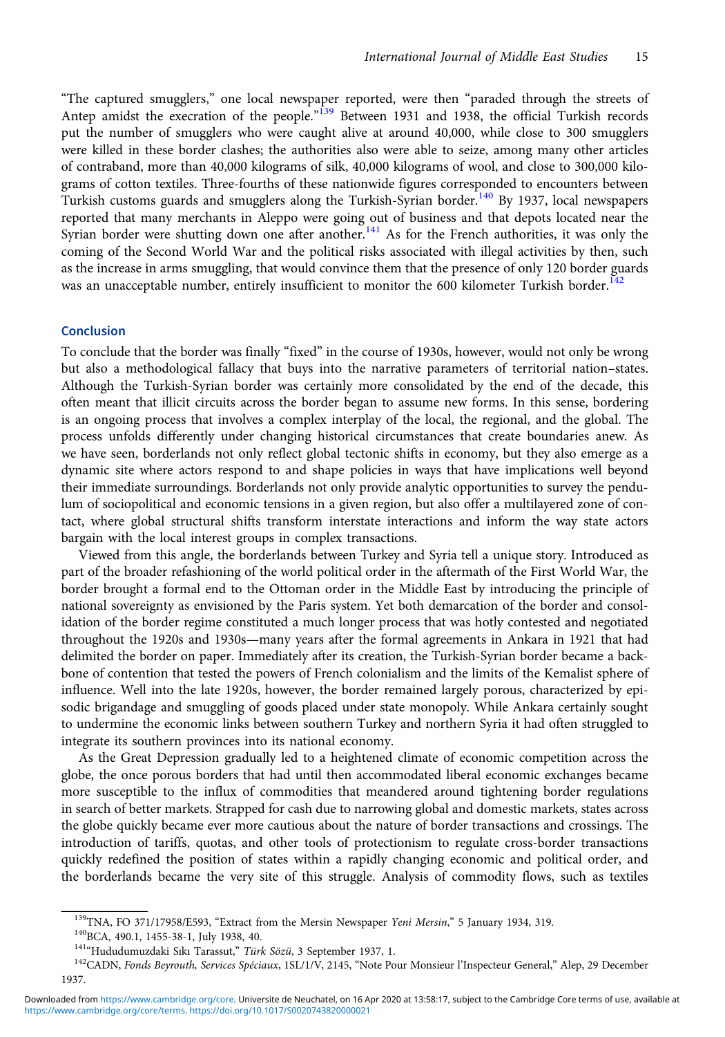"The captured smugglers," one local newspaper reported, were then "paraded through the streets of Antep amidst the execration of the people."[139] Between 1931 and 1938, the official Turkish records put the number of smugglers who were caught alive at around 40,000, while close to 300 smugglers were killed in these border clashes; the authorities also were able to seize, among many other articles of contraband, more than 40,000 kilograms of silk, 40,000 kilograms of wool, and close to 300,000 kilograms of cotton textiles. Three-fourths of these nationwide figures corresponded to encounters between Turkish customs guards and smugglers along the Turkish-Syrian border.[140] By 1937, local newspapers reported that many merchants in Aleppo were going out of business and that depots located near the Syrian border were shutting down one after another.[141] As for the French authorities, it was only the coming of the Second World War and the political risks associated with illegal activities by then, such as the increase in arms smuggling, that would convince them that the presence of only 120 border guards was an unacceptable number, entirely insufficient to monitor the 600 kilometer Turkish border.[142]

## Conclusion

To conclude that the border was finally "fixed" in the course of 1930s, however, would not only be wrong but also a methodological fallacy that buys into the narrative parameters of territorial nation–states. Although the Turkish-Syrian border was certainly more consolidated by the end of the decade, this often meant that illicit circuits across the border began to assume new forms. In this sense, bordering is an ongoing process that involves a complex interplay of the local, the regional, and the global. The process unfolds differently under changing historical circumstances that create boundaries anew. As we have seen, borderlands not only reflect global tectonic shifts in economy, but they also emerge as a dynamic site where actors respond to and shape policies in ways that have implications well beyond their immediate surroundings. Borderlands not only provide analytic opportunities to survey the pendulum of sociopolitical and economic tensions in a given region, but also offer a multilayered zone of contact, where global structural shifts transform interstate interactions and inform the way state actors bargain with the local interest groups in complex transactions.

Viewed from this angle, the borderlands between Turkey and Syria tell a unique story. Introduced as part of the broader refashioning of the world political order in the aftermath of the First World War, the border brought a formal end to the Ottoman order in the Middle East by introducing the principle of national sovereignty as envisioned by the Paris system. Yet both demarcation of the border and consolidation of the border regime constituted a much longer process that was hotly contested and negotiated throughout the 1920s and 1930s—many years after the formal agreements in Ankara in 1921 that had delimited the border on paper. Immediately after its creation, the Turkish-Syrian border became a backbone of contention that tested the powers of French colonialism and the limits of the Kemalist sphere of influence. Well into the late 1920s, however, the border remained largely porous, characterized by episodic brigandage and smuggling of goods placed under state monopoly. While Ankara certainly sought to undermine the economic links between southern Turkey and northern Syria it had often struggled to integrate its southern provinces into its national economy.

As the Great Depression gradually led to a heightened climate of economic competition across the globe, the once porous borders that had until then accommodated liberal economic exchanges became more susceptible to the influx of commodities that meandered around tightening border regulations in search of better markets. Strapped for cash due to narrowing global and domestic markets, states across the globe quickly became ever more cautious about the nature of border transactions and crossings. The introduction of tariffs, quotas, and other tools of protectionism to regulate cross-border transactions quickly redefined the position of states within a rapidly changing economic and political order, and the borderlands became the very site of this struggle. Analysis of commodity flows, such as textiles

[139] TNA, FO 371/17958/E593, "Extract from the Mersin Newspaper *Yeni Mersin*," 5 January 1934, 319.

[140] BCA, 490.1, 1455-38-1, July 1938, 40.

[141] "Hududumuzdaki Sıkı Tarassut," *Türk Sözü*, 3 September 1937, 1.

[142] CADN, *Fonds Beyrouth, Services Spéciaux*, 1SL/1/V, 2145, "Note Pour Monsieur l'Inspecteur General," Alep, 29 December 1937.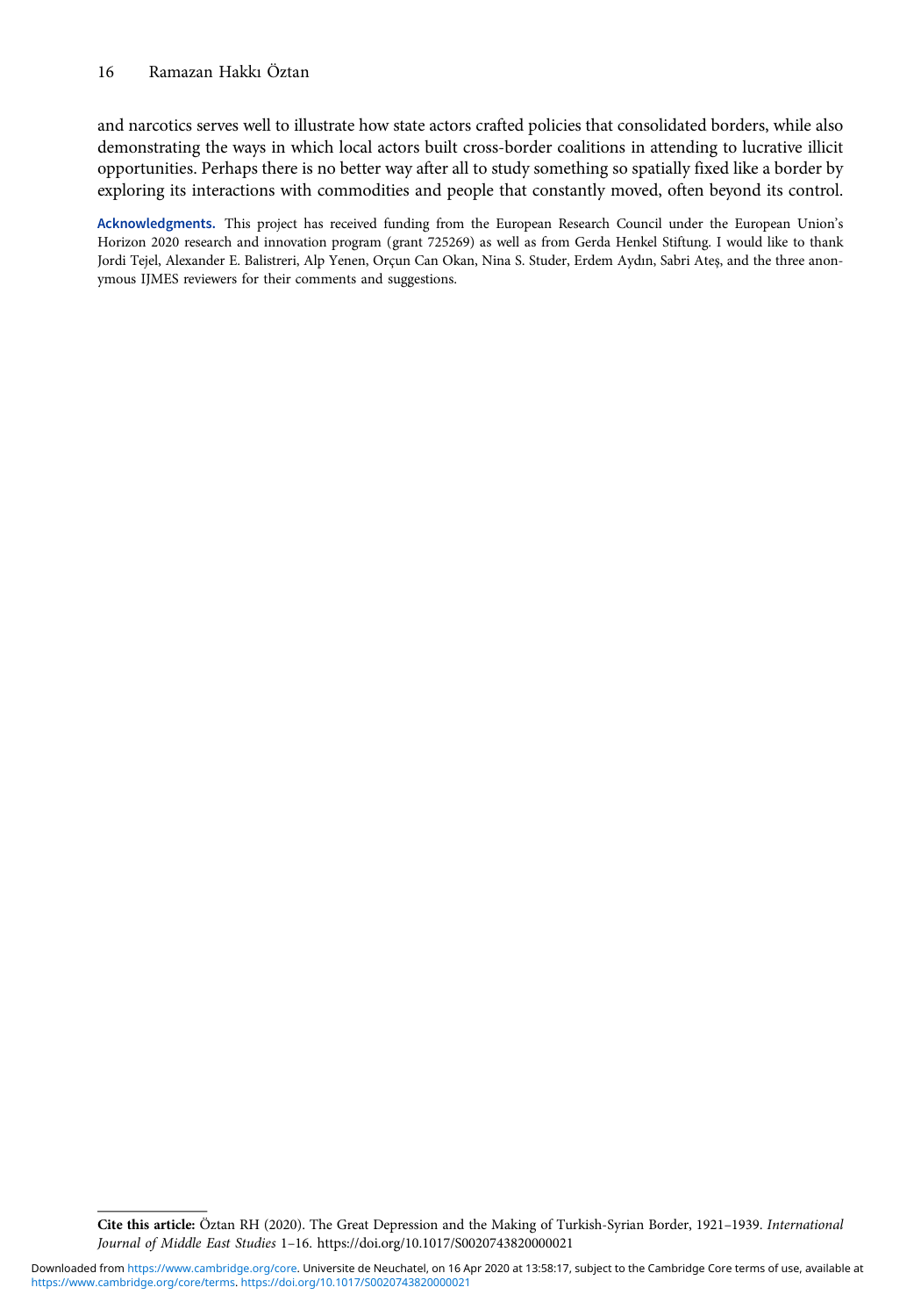and narcotics serves well to illustrate how state actors crafted policies that consolidated borders, while also demonstrating the ways in which local actors built cross-border coalitions in attending to lucrative illicit opportunities. Perhaps there is no better way after all to study something so spatially fixed like a border by exploring its interactions with commodities and people that constantly moved, often beyond its control.

**Acknowledgments.** This project has received funding from the European Research Council under the European Union's Horizon 2020 research and innovation program (grant 725269) as well as from Gerda Henkel Stiftung. I would like to thank Jordi Tejel, Alexander E. Balistreri, Alp Yenen, Orçun Can Okan, Nina S. Studer, Erdem Aydın, Sabri Ateş, and the three anonymous IJMES reviewers for their comments and suggestions.

**Cite this article:** Öztan RH (2020). The Great Depression and the Making of Turkish-Syrian Border, 1921–1939. *International Journal of Middle East Studies* 1–16. https://doi.org/10.1017/S0020743820000021